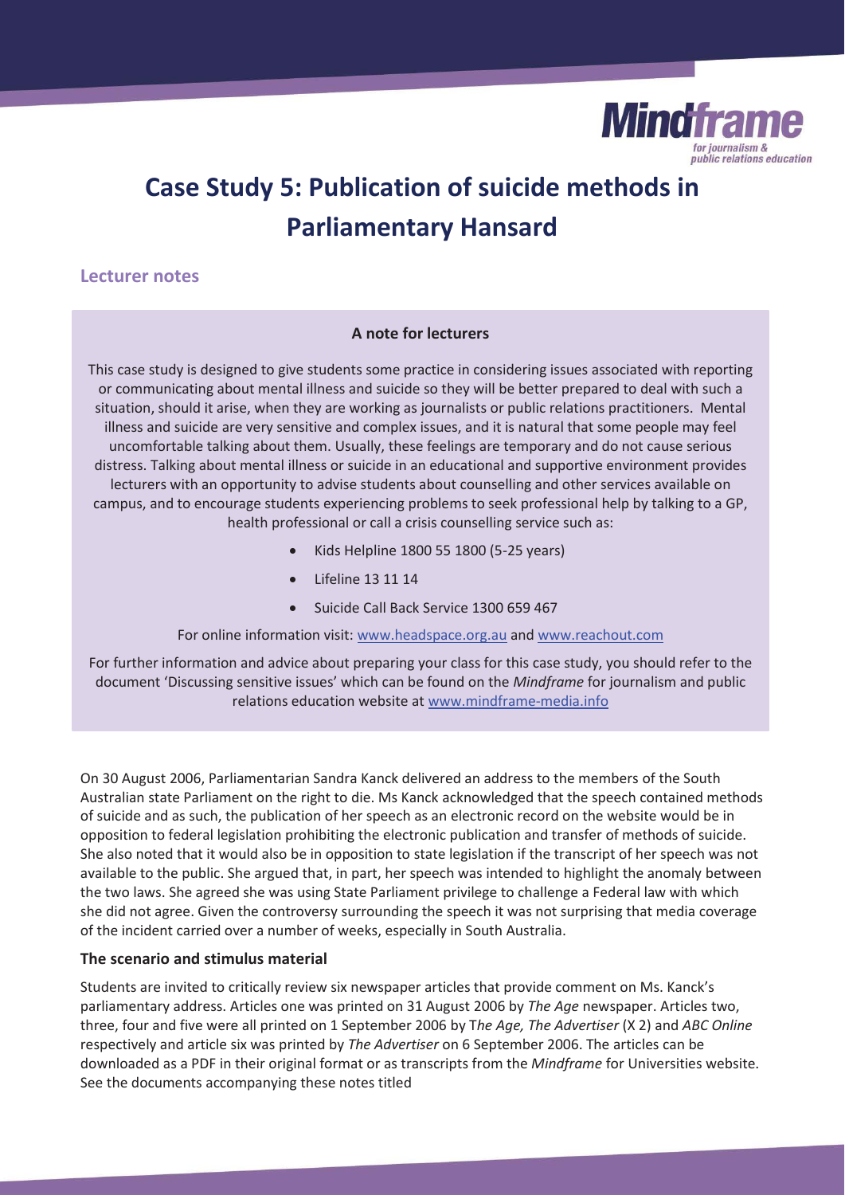# Case Study 5: Publication of suicide methods in Parliamentary Hansard

## Lecturer notes

> **A note for lecturers**
>
> This case study is designed to give students some practice in considering issues associated with reporting or communicating about mental illness and suicide so they will be better prepared to deal with such a situation, should it arise, when they are working as journalists or public relations practitioners. Mental illness and suicide are very sensitive and complex issues, and it is natural that some people may feel uncomfortable talking about them. Usually, these feelings are temporary and do not cause serious distress. Talking about mental illness or suicide in an educational and supportive environment provides lecturers with an opportunity to advise students about counselling and other services available on campus, and to encourage students experiencing problems to seek professional help by talking to a GP, health professional or call a crisis counselling service such as:
>
> - Kids Helpline 1800 55 1800 (5-25 years)
> - Lifeline 13 11 14
> - Suicide Call Back Service 1300 659 467
>
> For online information visit: www.headspace.org.au and www.reachout.com
>
> For further information and advice about preparing your class for this case study, you should refer to the document 'Discussing sensitive issues' which can be found on the *Mindframe* for journalism and public relations education website at www.mindframe-media.info

On 30 August 2006, Parliamentarian Sandra Kanck delivered an address to the members of the South Australian state Parliament on the right to die. Ms Kanck acknowledged that the speech contained methods of suicide and as such, the publication of her speech as an electronic record on the website would be in opposition to federal legislation prohibiting the electronic publication and transfer of methods of suicide. She also noted that it would also be in opposition to state legislation if the transcript of her speech was not available to the public. She argued that, in part, her speech was intended to highlight the anomaly between the two laws. She agreed she was using State Parliament privilege to challenge a Federal law with which she did not agree. Given the controversy surrounding the speech it was not surprising that media coverage of the incident carried over a number of weeks, especially in South Australia.

### The scenario and stimulus material

Students are invited to critically review six newspaper articles that provide comment on Ms. Kanck's parliamentary address. Articles one was printed on 31 August 2006 by *The Age* newspaper. Articles two, three, four and five were all printed on 1 September 2006 by T*he Age, The Advertiser* (X 2) and *ABC Online* respectively and article six was printed by *The Advertiser* on 6 September 2006. The articles can be downloaded as a PDF in their original format or as transcripts from the *Mindframe* for Universities website. See the documents accompanying these notes titled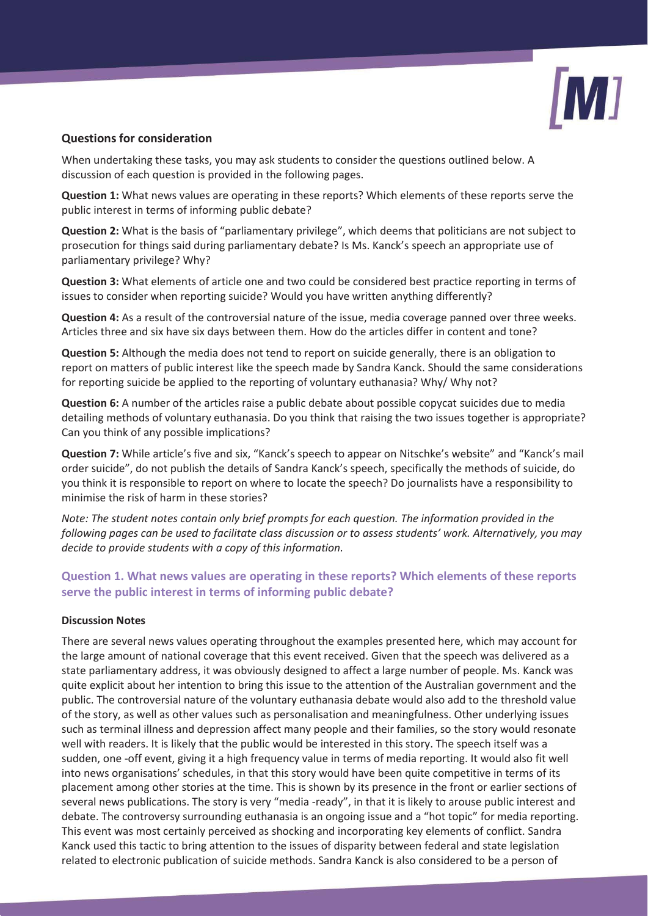### Questions for consideration

When undertaking these tasks, you may ask students to consider the questions outlined below. A discussion of each question is provided in the following pages.

**Question 1:** What news values are operating in these reports? Which elements of these reports serve the public interest in terms of informing public debate?

**Question 2:** What is the basis of "parliamentary privilege", which deems that politicians are not subject to prosecution for things said during parliamentary debate? Is Ms. Kanck's speech an appropriate use of parliamentary privilege? Why?

**Question 3:** What elements of article one and two could be considered best practice reporting in terms of issues to consider when reporting suicide? Would you have written anything differently?

**Question 4:** As a result of the controversial nature of the issue, media coverage panned over three weeks. Articles three and six have six days between them. How do the articles differ in content and tone?

**Question 5:** Although the media does not tend to report on suicide generally, there is an obligation to report on matters of public interest like the speech made by Sandra Kanck. Should the same considerations for reporting suicide be applied to the reporting of voluntary euthanasia? Why/ Why not?

**Question 6:** A number of the articles raise a public debate about possible copycat suicides due to media detailing methods of voluntary euthanasia. Do you think that raising the two issues together is appropriate? Can you think of any possible implications?

**Question 7:** While article's five and six, "Kanck's speech to appear on Nitschke's website" and "Kanck's mail order suicide", do not publish the details of Sandra Kanck's speech, specifically the methods of suicide, do you think it is responsible to report on where to locate the speech? Do journalists have a responsibility to minimise the risk of harm in these stories?

*Note: The student notes contain only brief prompts for each question. The information provided in the following pages can be used to facilitate class discussion or to assess students' work. Alternatively, you may decide to provide students with a copy of this information.*

## Question 1. What news values are operating in these reports? Which elements of these reports serve the public interest in terms of informing public debate?

#### Discussion Notes

There are several news values operating throughout the examples presented here, which may account for the large amount of national coverage that this event received. Given that the speech was delivered as a state parliamentary address, it was obviously designed to affect a large number of people. Ms. Kanck was quite explicit about her intention to bring this issue to the attention of the Australian government and the public. The controversial nature of the voluntary euthanasia debate would also add to the threshold value of the story, as well as other values such as personalisation and meaningfulness. Other underlying issues such as terminal illness and depression affect many people and their families, so the story would resonate well with readers. It is likely that the public would be interested in this story. The speech itself was a sudden, one -off event, giving it a high frequency value in terms of media reporting. It would also fit well into news organisations' schedules, in that this story would have been quite competitive in terms of its placement among other stories at the time. This is shown by its presence in the front or earlier sections of several news publications. The story is very "media -ready", in that it is likely to arouse public interest and debate. The controversy surrounding euthanasia is an ongoing issue and a "hot topic" for media reporting. This event was most certainly perceived as shocking and incorporating key elements of conflict. Sandra Kanck used this tactic to bring attention to the issues of disparity between federal and state legislation related to electronic publication of suicide methods. Sandra Kanck is also considered to be a person of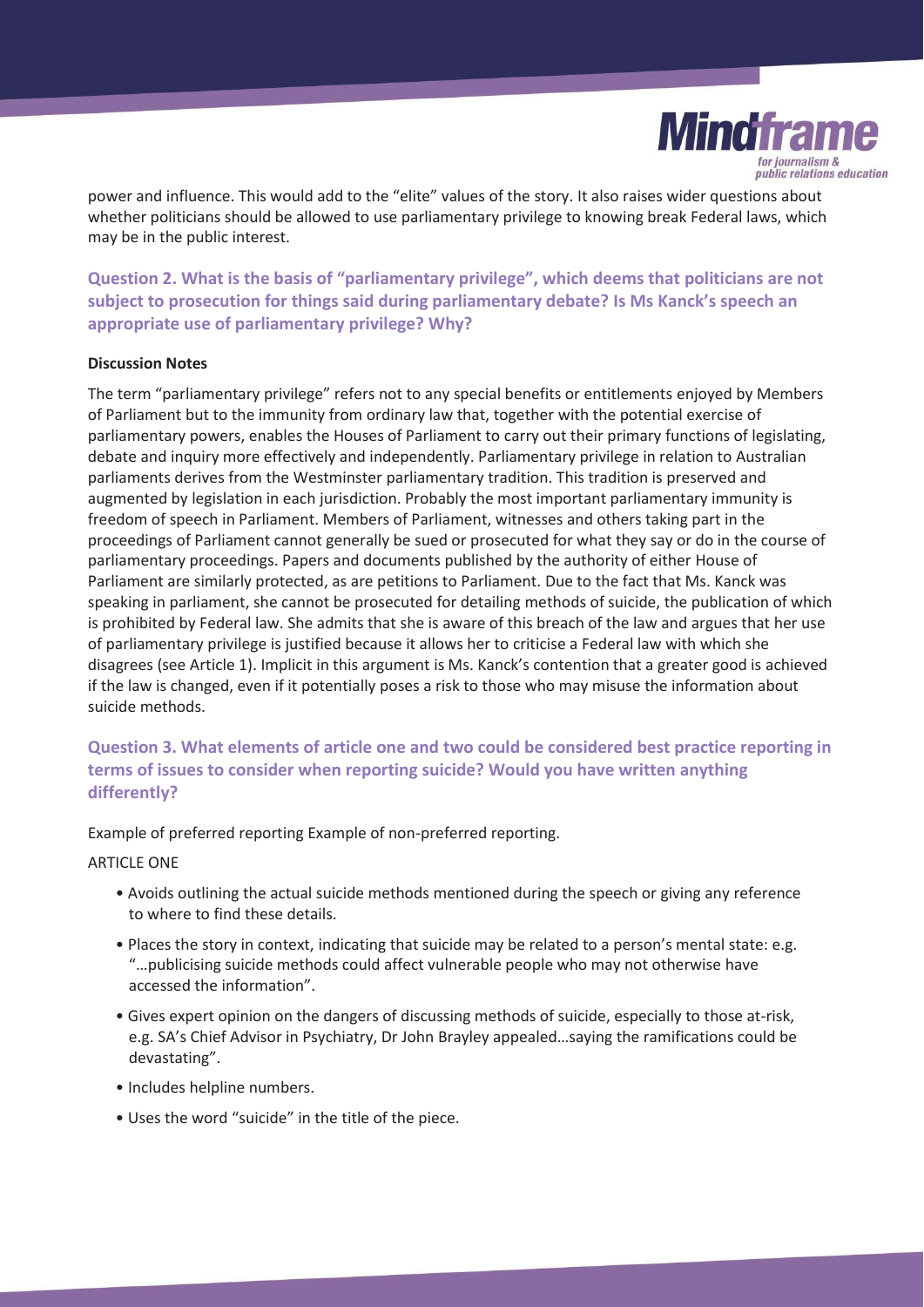power and influence. This would add to the "elite" values of the story. It also raises wider questions about whether politicians should be allowed to use parliamentary privilege to knowing break Federal laws, which may be in the public interest.

## Question 2. What is the basis of "parliamentary privilege", which deems that politicians are not subject to prosecution for things said during parliamentary debate? Is Ms Kanck's speech an appropriate use of parliamentary privilege? Why?

**Discussion Notes**

The term "parliamentary privilege" refers not to any special benefits or entitlements enjoyed by Members of Parliament but to the immunity from ordinary law that, together with the potential exercise of parliamentary powers, enables the Houses of Parliament to carry out their primary functions of legislating, debate and inquiry more effectively and independently. Parliamentary privilege in relation to Australian parliaments derives from the Westminster parliamentary tradition. This tradition is preserved and augmented by legislation in each jurisdiction. Probably the most important parliamentary immunity is freedom of speech in Parliament. Members of Parliament, witnesses and others taking part in the proceedings of Parliament cannot generally be sued or prosecuted for what they say or do in the course of parliamentary proceedings. Papers and documents published by the authority of either House of Parliament are similarly protected, as are petitions to Parliament. Due to the fact that Ms. Kanck was speaking in parliament, she cannot be prosecuted for detailing methods of suicide, the publication of which is prohibited by Federal law. She admits that she is aware of this breach of the law and argues that her use of parliamentary privilege is justified because it allows her to criticise a Federal law with which she disagrees (see Article 1). Implicit in this argument is Ms. Kanck's contention that a greater good is achieved if the law is changed, even if it potentially poses a risk to those who may misuse the information about suicide methods.

## Question 3. What elements of article one and two could be considered best practice reporting in terms of issues to consider when reporting suicide? Would you have written anything differently?

Example of preferred reporting Example of non-preferred reporting.

ARTICLE ONE

- Avoids outlining the actual suicide methods mentioned during the speech or giving any reference to where to find these details.
- Places the story in context, indicating that suicide may be related to a person's mental state: e.g. "…publicising suicide methods could affect vulnerable people who may not otherwise have accessed the information".
- Gives expert opinion on the dangers of discussing methods of suicide, especially to those at-risk, e.g. SA's Chief Advisor in Psychiatry, Dr John Brayley appealed…saying the ramifications could be devastating".
- Includes helpline numbers.
- Uses the word "suicide" in the title of the piece.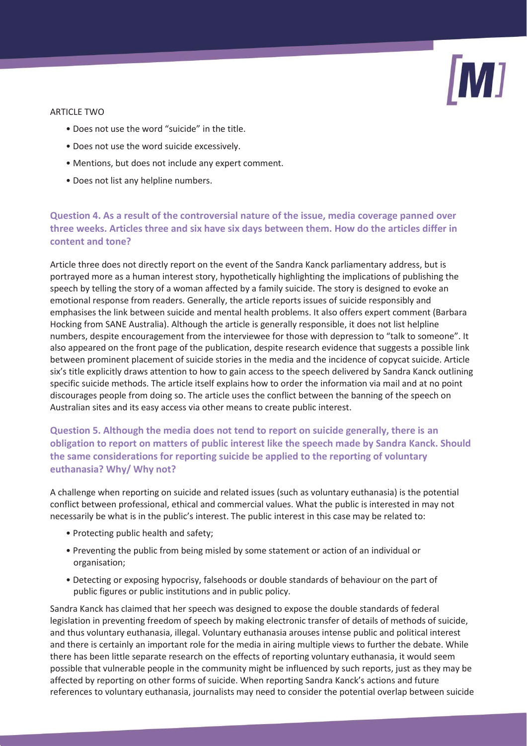ARTICLE TWO

- Does not use the word "suicide" in the title.
- Does not use the word suicide excessively.
- Mentions, but does not include any expert comment.
- Does not list any helpline numbers.

### Question 4. As a result of the controversial nature of the issue, media coverage panned over three weeks. Articles three and six have six days between them. How do the articles differ in content and tone?

Article three does not directly report on the event of the Sandra Kanck parliamentary address, but is portrayed more as a human interest story, hypothetically highlighting the implications of publishing the speech by telling the story of a woman affected by a family suicide. The story is designed to evoke an emotional response from readers. Generally, the article reports issues of suicide responsibly and emphasises the link between suicide and mental health problems. It also offers expert comment (Barbara Hocking from SANE Australia). Although the article is generally responsible, it does not list helpline numbers, despite encouragement from the interviewee for those with depression to "talk to someone". It also appeared on the front page of the publication, despite research evidence that suggests a possible link between prominent placement of suicide stories in the media and the incidence of copycat suicide. Article six's title explicitly draws attention to how to gain access to the speech delivered by Sandra Kanck outlining specific suicide methods. The article itself explains how to order the information via mail and at no point discourages people from doing so. The article uses the conflict between the banning of the speech on Australian sites and its easy access via other means to create public interest.

### Question 5. Although the media does not tend to report on suicide generally, there is an obligation to report on matters of public interest like the speech made by Sandra Kanck. Should the same considerations for reporting suicide be applied to the reporting of voluntary euthanasia? Why/ Why not?

A challenge when reporting on suicide and related issues (such as voluntary euthanasia) is the potential conflict between professional, ethical and commercial values. What the public is interested in may not necessarily be what is in the public's interest. The public interest in this case may be related to:

- Protecting public health and safety;
- Preventing the public from being misled by some statement or action of an individual or organisation;
- Detecting or exposing hypocrisy, falsehoods or double standards of behaviour on the part of public figures or public institutions and in public policy.

Sandra Kanck has claimed that her speech was designed to expose the double standards of federal legislation in preventing freedom of speech by making electronic transfer of details of methods of suicide, and thus voluntary euthanasia, illegal. Voluntary euthanasia arouses intense public and political interest and there is certainly an important role for the media in airing multiple views to further the debate. While there has been little separate research on the effects of reporting voluntary euthanasia, it would seem possible that vulnerable people in the community might be influenced by such reports, just as they may be affected by reporting on other forms of suicide. When reporting Sandra Kanck's actions and future references to voluntary euthanasia, journalists may need to consider the potential overlap between suicide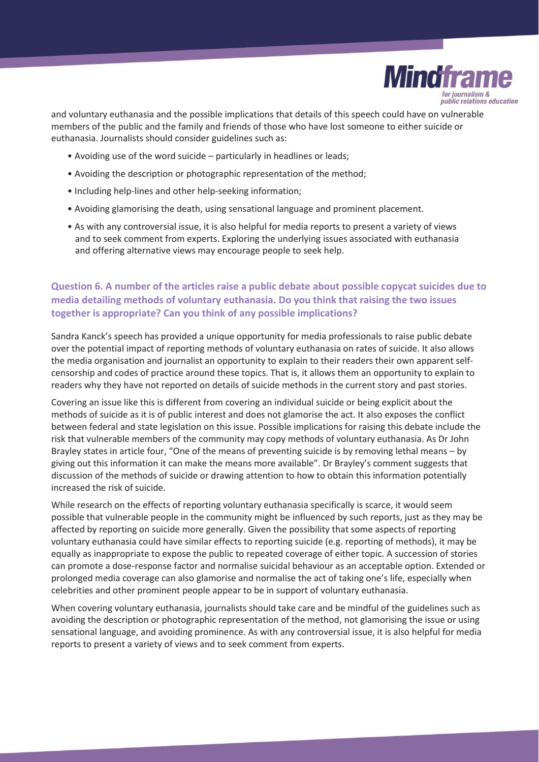and voluntary euthanasia and the possible implications that details of this speech could have on vulnerable members of the public and the family and friends of those who have lost someone to either suicide or euthanasia. Journalists should consider guidelines such as:

- Avoiding use of the word suicide – particularly in headlines or leads;
- Avoiding the description or photographic representation of the method;
- Including help-lines and other help-seeking information;
- Avoiding glamorising the death, using sensational language and prominent placement.
- As with any controversial issue, it is also helpful for media reports to present a variety of views and to seek comment from experts. Exploring the underlying issues associated with euthanasia and offering alternative views may encourage people to seek help.

### Question 6. A number of the articles raise a public debate about possible copycat suicides due to media detailing methods of voluntary euthanasia. Do you think that raising the two issues together is appropriate? Can you think of any possible implications?

Sandra Kanck's speech has provided a unique opportunity for media professionals to raise public debate over the potential impact of reporting methods of voluntary euthanasia on rates of suicide. It also allows the media organisation and journalist an opportunity to explain to their readers their own apparent self-censorship and codes of practice around these topics. That is, it allows them an opportunity to explain to readers why they have not reported on details of suicide methods in the current story and past stories.

Covering an issue like this is different from covering an individual suicide or being explicit about the methods of suicide as it is of public interest and does not glamorise the act. It also exposes the conflict between federal and state legislation on this issue. Possible implications for raising this debate include the risk that vulnerable members of the community may copy methods of voluntary euthanasia. As Dr John Brayley states in article four, "One of the means of preventing suicide is by removing lethal means – by giving out this information it can make the means more available". Dr Brayley's comment suggests that discussion of the methods of suicide or drawing attention to how to obtain this information potentially increased the risk of suicide.

While research on the effects of reporting voluntary euthanasia specifically is scarce, it would seem possible that vulnerable people in the community might be influenced by such reports, just as they may be affected by reporting on suicide more generally. Given the possibility that some aspects of reporting voluntary euthanasia could have similar effects to reporting suicide (e.g. reporting of methods), it may be equally as inappropriate to expose the public to repeated coverage of either topic. A succession of stories can promote a dose-response factor and normalise suicidal behaviour as an acceptable option. Extended or prolonged media coverage can also glamorise and normalise the act of taking one's life, especially when celebrities and other prominent people appear to be in support of voluntary euthanasia.

When covering voluntary euthanasia, journalists should take care and be mindful of the guidelines such as avoiding the description or photographic representation of the method, not glamorising the issue or using sensational language, and avoiding prominence. As with any controversial issue, it is also helpful for media reports to present a variety of views and to seek comment from experts.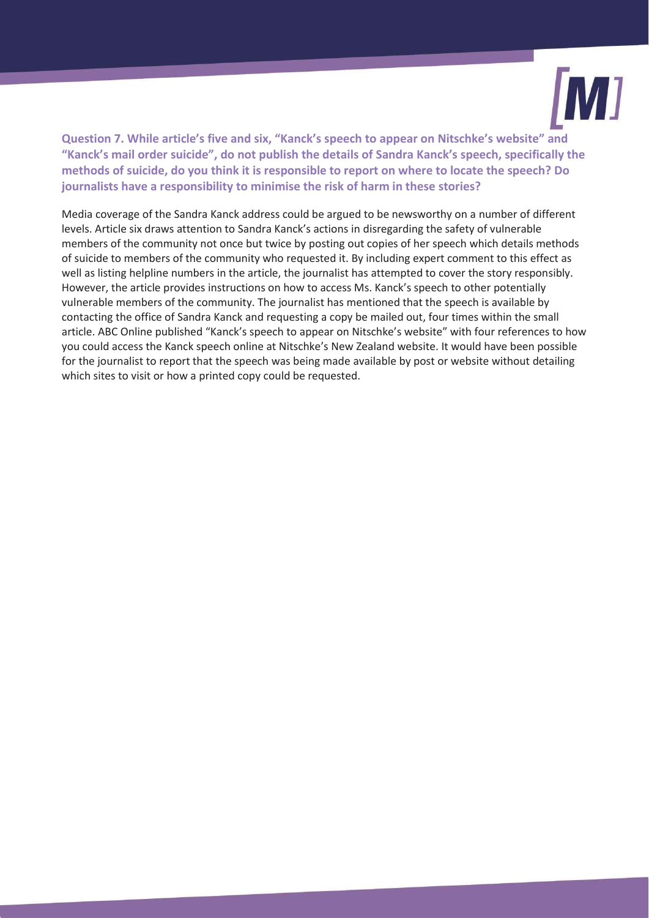**Question 7. While article's five and six, "Kanck's speech to appear on Nitschke's website" and "Kanck's mail order suicide", do not publish the details of Sandra Kanck's speech, specifically the methods of suicide, do you think it is responsible to report on where to locate the speech? Do journalists have a responsibility to minimise the risk of harm in these stories?**

Media coverage of the Sandra Kanck address could be argued to be newsworthy on a number of different levels. Article six draws attention to Sandra Kanck's actions in disregarding the safety of vulnerable members of the community not once but twice by posting out copies of her speech which details methods of suicide to members of the community who requested it. By including expert comment to this effect as well as listing helpline numbers in the article, the journalist has attempted to cover the story responsibly. However, the article provides instructions on how to access Ms. Kanck's speech to other potentially vulnerable members of the community. The journalist has mentioned that the speech is available by contacting the office of Sandra Kanck and requesting a copy be mailed out, four times within the small article. ABC Online published "Kanck's speech to appear on Nitschke's website" with four references to how you could access the Kanck speech online at Nitschke's New Zealand website. It would have been possible for the journalist to report that the speech was being made available by post or website without detailing which sites to visit or how a printed copy could be requested.